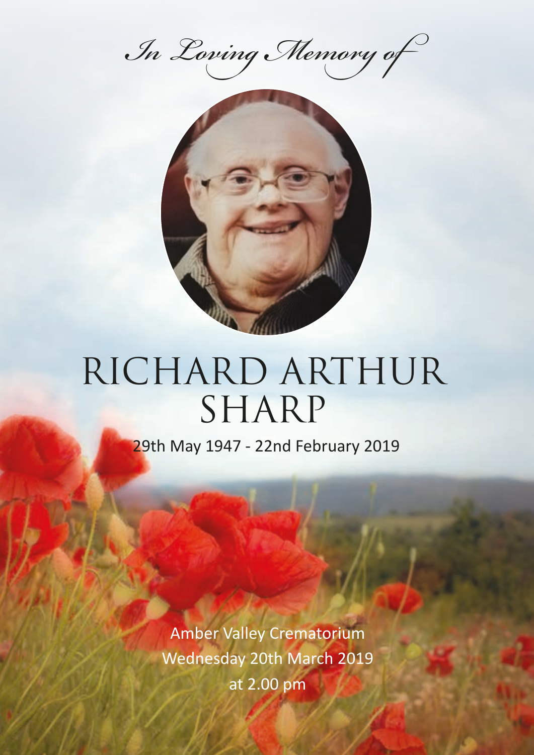*In Loving Memory of*

# RICHARD ARTHUR SHARP

29th May 1947 - 22nd February 2019

Amber Valley Crematorium
Wednesday 20th March 2019
at 2.00 pm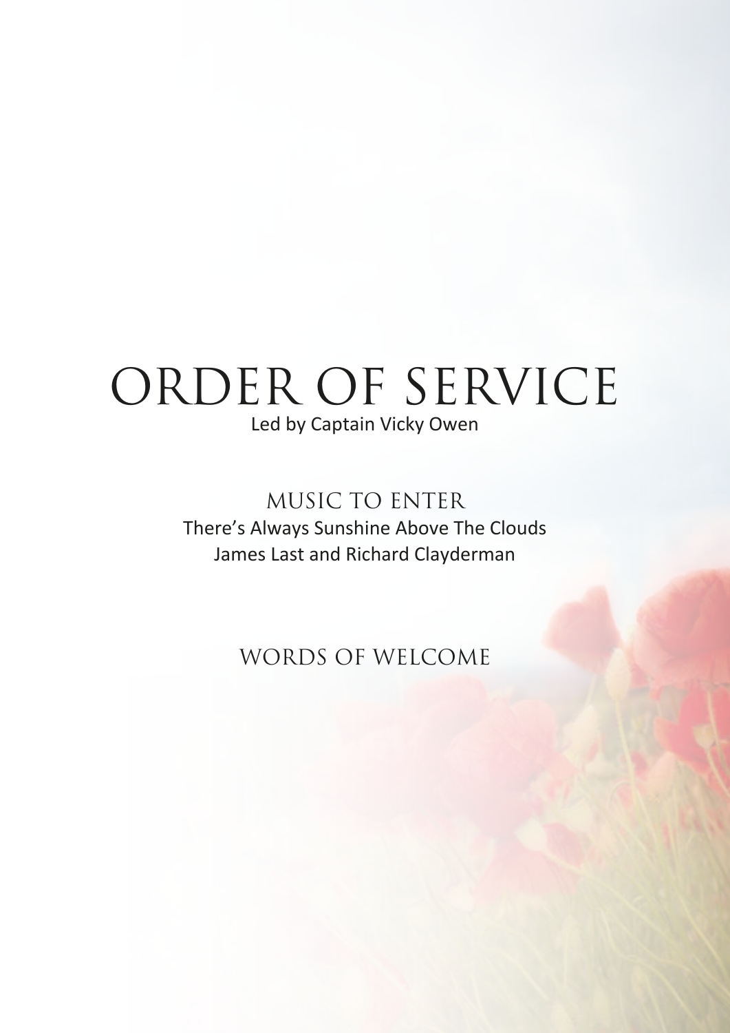# ORDER OF SERVICE

Led by Captain Vicky Owen

## MUSIC TO ENTER

There's Always Sunshine Above The Clouds
James Last and Richard Clayderman

## WORDS OF WELCOME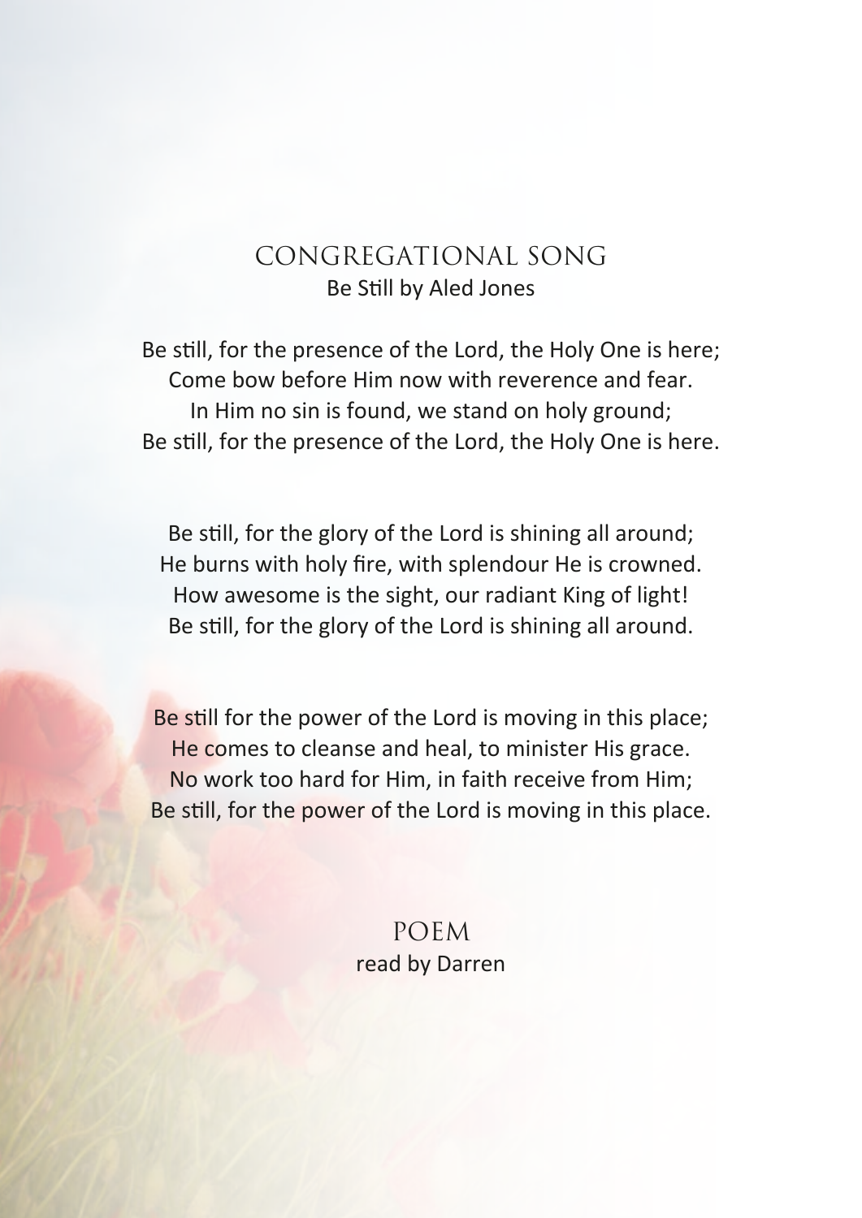## CONGREGATIONAL SONG

Be Still by Aled Jones

Be still, for the presence of the Lord, the Holy One is here;
Come bow before Him now with reverence and fear.
In Him no sin is found, we stand on holy ground;
Be still, for the presence of the Lord, the Holy One is here.

Be still, for the glory of the Lord is shining all around;
He burns with holy fire, with splendour He is crowned.
How awesome is the sight, our radiant King of light!
Be still, for the glory of the Lord is shining all around.

Be still for the power of the Lord is moving in this place;
He comes to cleanse and heal, to minister His grace.
No work too hard for Him, in faith receive from Him;
Be still, for the power of the Lord is moving in this place.

## POEM

read by Darren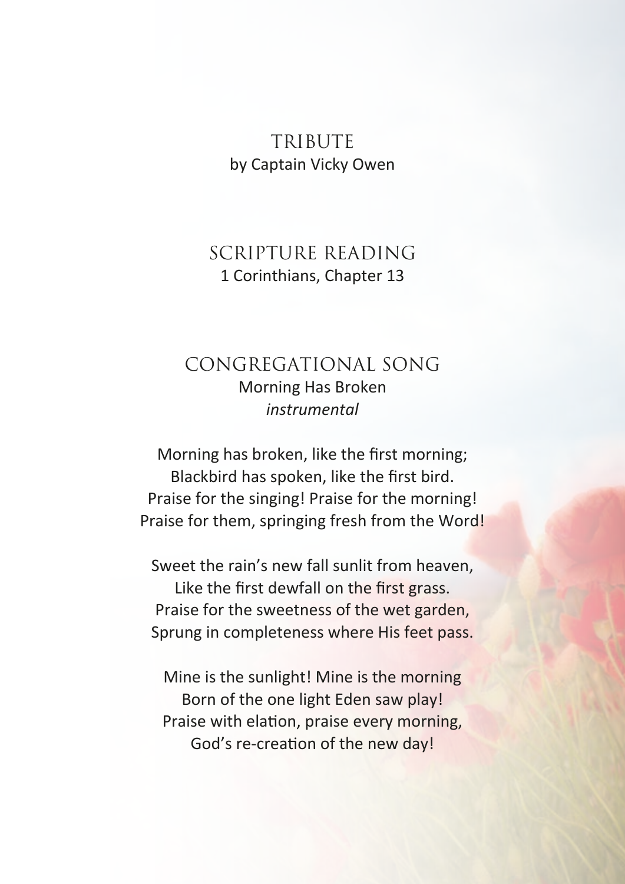## TRIBUTE

by Captain Vicky Owen

## SCRIPTURE READING

1 Corinthians, Chapter 13

## CONGREGATIONAL SONG

Morning Has Broken

*instrumental*

Morning has broken, like the first morning;
Blackbird has spoken, like the first bird.
Praise for the singing! Praise for the morning!
Praise for them, springing fresh from the Word!

Sweet the rain's new fall sunlit from heaven,
Like the first dewfall on the first grass.
Praise for the sweetness of the wet garden,
Sprung in completeness where His feet pass.

Mine is the sunlight! Mine is the morning
Born of the one light Eden saw play!
Praise with elation, praise every morning,
God's re-creation of the new day!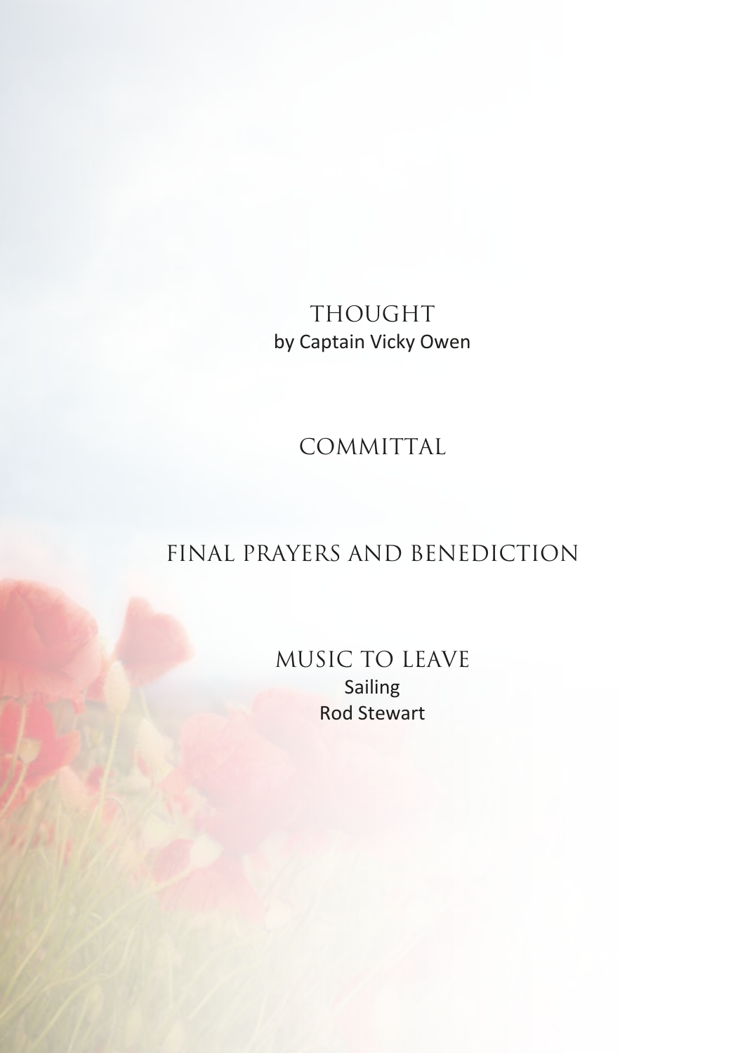## THOUGHT
by Captain Vicky Owen

## COMMITTAL

## FINAL PRAYERS AND BENEDICTION

## MUSIC TO LEAVE
Sailing
Rod Stewart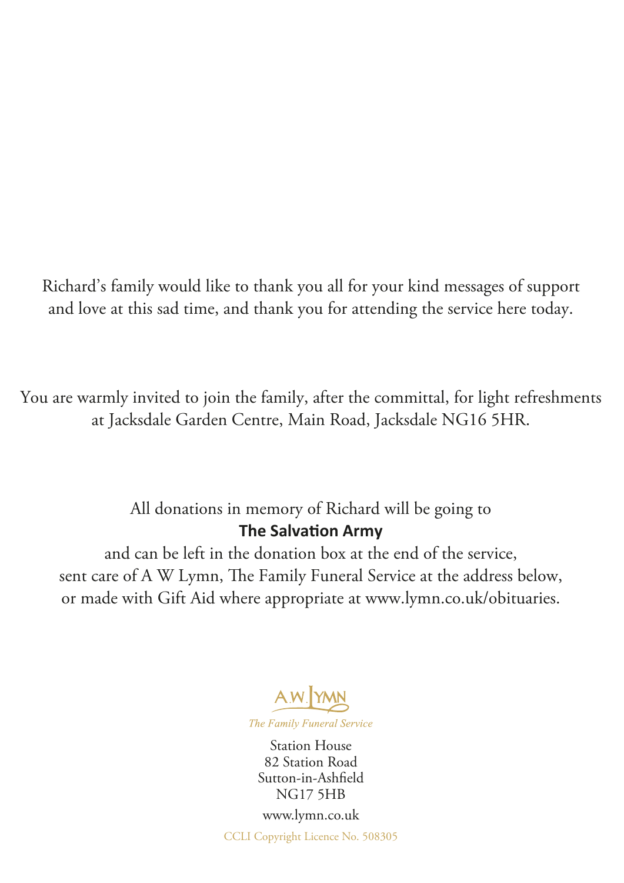Richard's family would like to thank you all for your kind messages of support and love at this sad time, and thank you for attending the service here today.

You are warmly invited to join the family, after the committal, for light refreshments at Jacksdale Garden Centre, Main Road, Jacksdale NG16 5HR.

All donations in memory of Richard will be going to

**The Salvation Army**

and can be left in the donation box at the end of the service,
sent care of A W Lymn, The Family Funeral Service at the address below,
or made with Gift Aid where appropriate at www.lymn.co.uk/obituaries.

A.W. LYMN

*The Family Funeral Service*

Station House
82 Station Road
Sutton-in-Ashfield
NG17 5HB

www.lymn.co.uk

CCLI Copyright Licence No. 508305